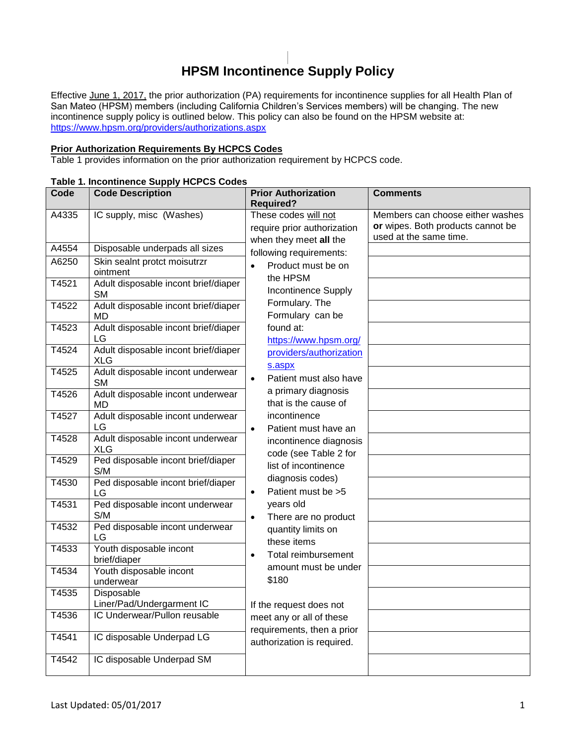# HPSM Incontinence Supply Policy

Effective June 1, 2017, the prior authorization (PA) requirements for incontinence supplies for all Health Plan of San Mateo (HPSM) members (including California Children's Services members) will be changing. The new incontinence supply policy is outlined below. This policy can also be found on the HPSM website at: https://www.hpsm.org/providers/authorizations.aspx

## Prior Authorization Requirements By HCPCS Codes

Table 1 provides information on the prior authorization requirement by HCPCS code.

**Table 1. Incontinence Supply HCPCS Codes**

| Code | Code Description | Prior Authorization Required? | Comments |
|---|---|---|---|
| A4335 | IC supply, misc (Washes) | These codes will not require prior authorization when they meet **all** the following requirements: • Product must be on the HPSM Incontinence Supply Formulary. The Formulary can be found at: https://www.hpsm.org/providers/authorizations.aspx • Patient must also have a primary diagnosis that is the cause of incontinence • Patient must have an incontinence diagnosis code (see Table 2 for list of incontinence diagnosis codes) • Patient must be >5 years old • There are no product quantity limits on these items • Total reimbursement amount must be under $180 If the request does not meet any or all of these requirements, then a prior authorization is required. | Members can choose either washes **or** wipes. Both products cannot be used at the same time. |
| A4554 | Disposable underpads all sizes | | |
| A6250 | Skin sealnt protct moisutrzr ointment | | |
| T4521 | Adult disposable incont brief/diaper SM | | |
| T4522 | Adult disposable incont brief/diaper MD | | |
| T4523 | Adult disposable incont brief/diaper LG | | |
| T4524 | Adult disposable incont brief/diaper XLG | | |
| T4525 | Adult disposable incont underwear SM | | |
| T4526 | Adult disposable incont underwear MD | | |
| T4527 | Adult disposable incont underwear LG | | |
| T4528 | Adult disposable incont underwear XLG | | |
| T4529 | Ped disposable incont brief/diaper S/M | | |
| T4530 | Ped disposable incont brief/diaper LG | | |
| T4531 | Ped disposable incont underwear S/M | | |
| T4532 | Ped disposable incont underwear LG | | |
| T4533 | Youth disposable incont brief/diaper | | |
| T4534 | Youth disposable incont underwear | | |
| T4535 | Disposable Liner/Pad/Undergarment IC | | |
| T4536 | IC Underwear/Pullon reusable | | |
| T4541 | IC disposable Underpad LG | | |
| T4542 | IC disposable Underpad SM | | |

Last Updated: 05/01/2017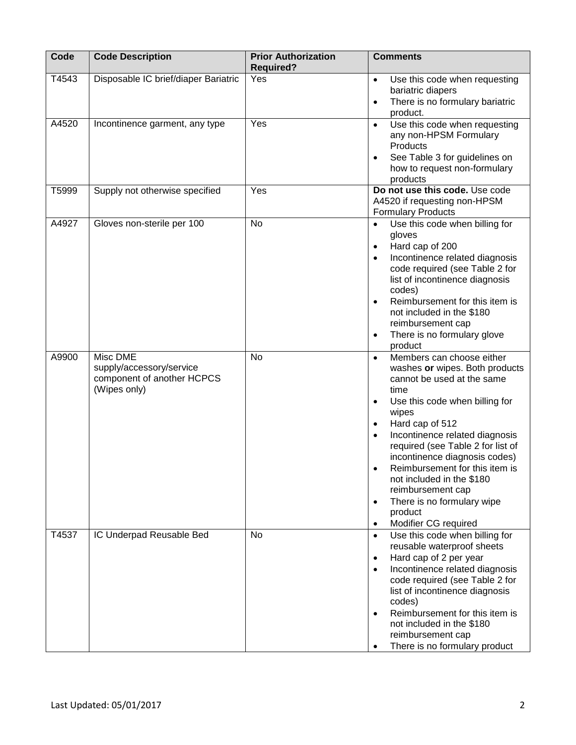| Code | Code Description | Prior Authorization Required? | Comments |
| --- | --- | --- | --- |
| T4543 | Disposable IC brief/diaper Bariatric | Yes | • Use this code when requesting bariatric diapers<br>• There is no formulary bariatric product. |
| A4520 | Incontinence garment, any type | Yes | • Use this code when requesting any non-HPSM Formulary Products<br>• See Table 3 for guidelines on how to request non-formulary products |
| T5999 | Supply not otherwise specified | Yes | **Do not use this code.** Use code A4520 if requesting non-HPSM Formulary Products |
| A4927 | Gloves non-sterile per 100 | No | • Use this code when billing for gloves<br>• Hard cap of 200<br>• Incontinence related diagnosis code required (see Table 2 for list of incontinence diagnosis codes)<br>• Reimbursement for this item is not included in the $180 reimbursement cap<br>• There is no formulary glove product |
| A9900 | Misc DME supply/accessory/service component of another HCPCS (Wipes only) | No | • Members can choose either washes **or** wipes. Both products cannot be used at the same time<br>• Use this code when billing for wipes<br>• Hard cap of 512<br>• Incontinence related diagnosis required (see Table 2 for list of incontinence diagnosis codes)<br>• Reimbursement for this item is not included in the $180 reimbursement cap<br>• There is no formulary wipe product<br>• Modifier CG required |
| T4537 | IC Underpad Reusable Bed | No | • Use this code when billing for reusable waterproof sheets<br>• Hard cap of 2 per year<br>• Incontinence related diagnosis code required (see Table 2 for list of incontinence diagnosis codes)<br>• Reimbursement for this item is not included in the $180 reimbursement cap<br>• There is no formulary product |

Last Updated: 05/01/2017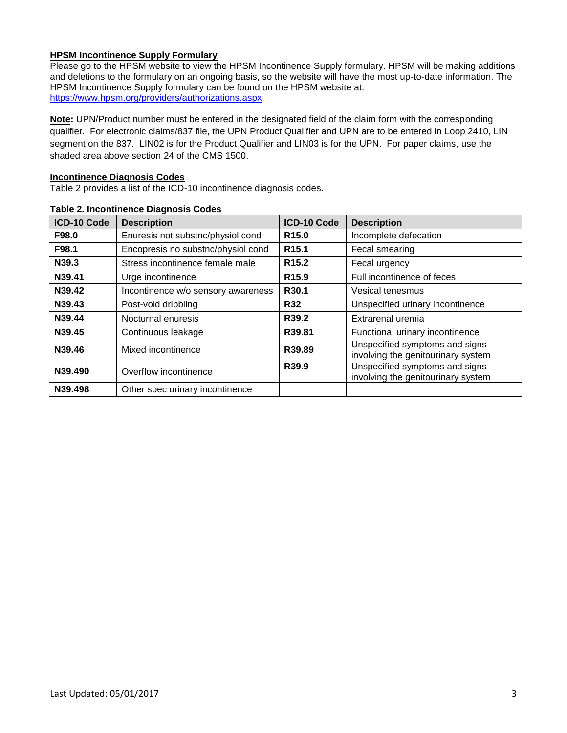**HPSM Incontinence Supply Formulary**

Please go to the HPSM website to view the HPSM Incontinence Supply formulary. HPSM will be making additions and deletions to the formulary on an ongoing basis, so the website will have the most up-to-date information. The HPSM Incontinence Supply formulary can be found on the HPSM website at: https://www.hpsm.org/providers/authorizations.aspx

**Note:** UPN/Product number must be entered in the designated field of the claim form with the corresponding qualifier. For electronic claims/837 file, the UPN Product Qualifier and UPN are to be entered in Loop 2410, LIN segment on the 837. LIN02 is for the Product Qualifier and LIN03 is for the UPN. For paper claims, use the shaded area above section 24 of the CMS 1500.

**Incontinence Diagnosis Codes**

Table 2 provides a list of the ICD-10 incontinence diagnosis codes.

**Table 2. Incontinence Diagnosis Codes**

| ICD-10 Code | Description | ICD-10 Code | Description |
| --- | --- | --- | --- |
| **F98.0** | Enuresis not substnc/physiol cond | **R15.0** | Incomplete defecation |
| **F98.1** | Encopresis no substnc/physiol cond | **R15.1** | Fecal smearing |
| **N39.3** | Stress incontinence female male | **R15.2** | Fecal urgency |
| **N39.41** | Urge incontinence | **R15.9** | Full incontinence of feces |
| **N39.42** | Incontinence w/o sensory awareness | **R30.1** | Vesical tenesmus |
| **N39.43** | Post-void dribbling | **R32** | Unspecified urinary incontinence |
| **N39.44** | Nocturnal enuresis | **R39.2** | Extrarenal uremia |
| **N39.45** | Continuous leakage | **R39.81** | Functional urinary incontinence |
| **N39.46** | Mixed incontinence | **R39.89** | Unspecified symptoms and signs involving the genitourinary system |
| **N39.490** | Overflow incontinence | **R39.9** | Unspecified symptoms and signs involving the genitourinary system |
| **N39.498** | Other spec urinary incontinence | | |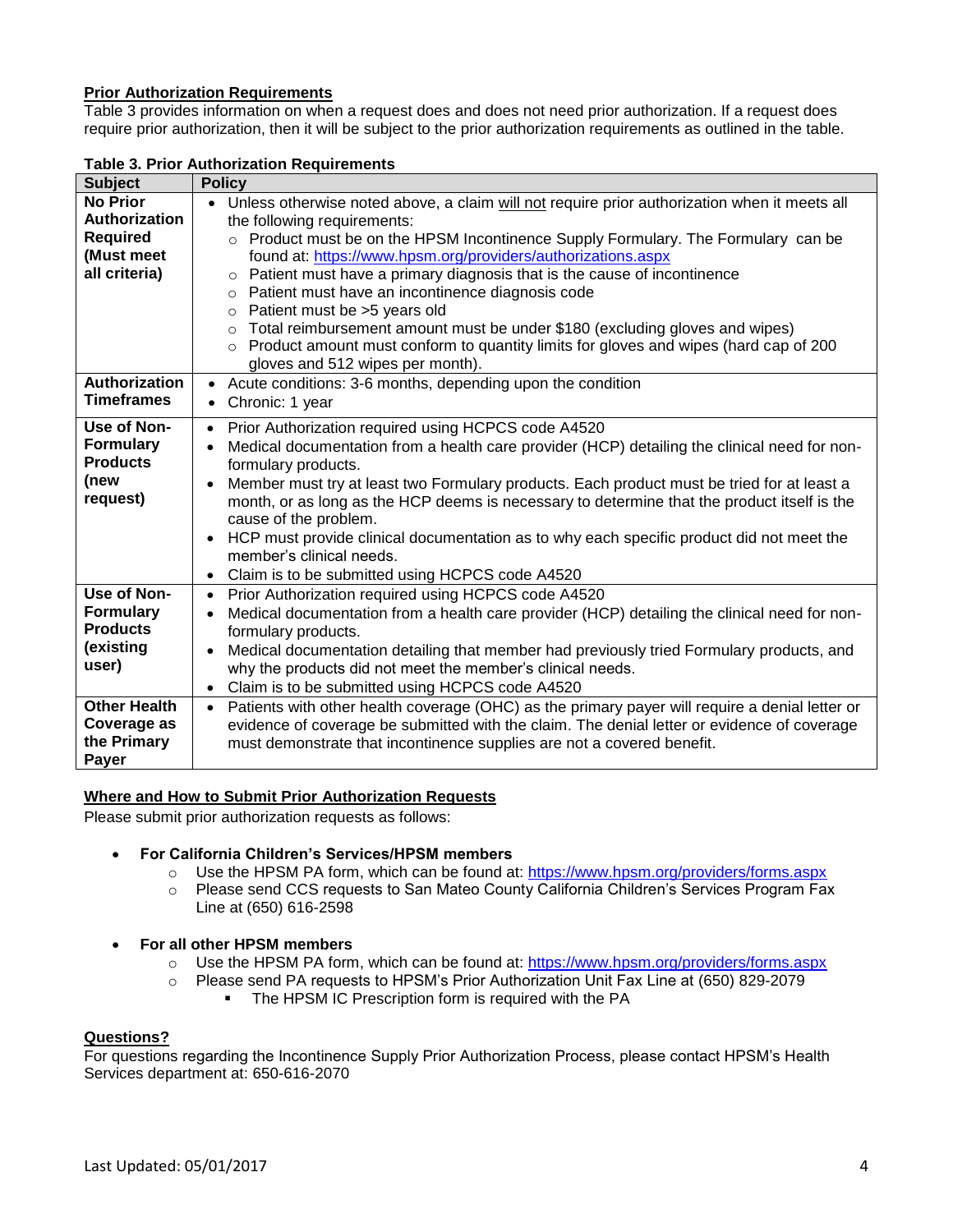**Prior Authorization Requirements**

Table 3 provides information on when a request does and does not need prior authorization. If a request does require prior authorization, then it will be subject to the prior authorization requirements as outlined in the table.

**Table 3. Prior Authorization Requirements**

| Subject | Policy |
|---|---|
| **No Prior Authorization Required (Must meet all criteria)** | • Unless otherwise noted above, a claim <u>will not</u> require prior authorization when it meets all the following requirements:<br>○ Product must be on the HPSM Incontinence Supply Formulary. The Formulary can be found at: https://www.hpsm.org/providers/authorizations.aspx<br>○ Patient must have a primary diagnosis that is the cause of incontinence<br>○ Patient must have an incontinence diagnosis code<br>○ Patient must be >5 years old<br>○ Total reimbursement amount must be under $180 (excluding gloves and wipes)<br>○ Product amount must conform to quantity limits for gloves and wipes (hard cap of 200 gloves and 512 wipes per month). |
| **Authorization Timeframes** | • Acute conditions: 3-6 months, depending upon the condition<br>• Chronic: 1 year |
| **Use of Non-Formulary Products (new request)** | • Prior Authorization required using HCPCS code A4520<br>• Medical documentation from a health care provider (HCP) detailing the clinical need for non-formulary products.<br>• Member must try at least two Formulary products. Each product must be tried for at least a month, or as long as the HCP deems is necessary to determine that the product itself is the cause of the problem.<br>• HCP must provide clinical documentation as to why each specific product did not meet the member's clinical needs.<br>• Claim is to be submitted using HCPCS code A4520 |
| **Use of Non-Formulary Products (existing user)** | • Prior Authorization required using HCPCS code A4520<br>• Medical documentation from a health care provider (HCP) detailing the clinical need for non-formulary products.<br>• Medical documentation detailing that member had previously tried Formulary products, and why the products did not meet the member's clinical needs.<br>• Claim is to be submitted using HCPCS code A4520 |
| **Other Health Coverage as the Primary Payer** | • Patients with other health coverage (OHC) as the primary payer will require a denial letter or evidence of coverage be submitted with the claim. The denial letter or evidence of coverage must demonstrate that incontinence supplies are not a covered benefit. |

**Where and How to Submit Prior Authorization Requests**

Please submit prior authorization requests as follows:

- **For California Children's Services/HPSM members**
  - Use the HPSM PA form, which can be found at: https://www.hpsm.org/providers/forms.aspx
  - Please send CCS requests to San Mateo County California Children's Services Program Fax Line at (650) 616-2598
- **For all other HPSM members**
  - Use the HPSM PA form, which can be found at: https://www.hpsm.org/providers/forms.aspx
  - Please send PA requests to HPSM's Prior Authorization Unit Fax Line at (650) 829-2079
    - The HPSM IC Prescription form is required with the PA

**Questions?**

For questions regarding the Incontinence Supply Prior Authorization Process, please contact HPSM's Health Services department at: 650-616-2070

Last Updated: 05/01/2017